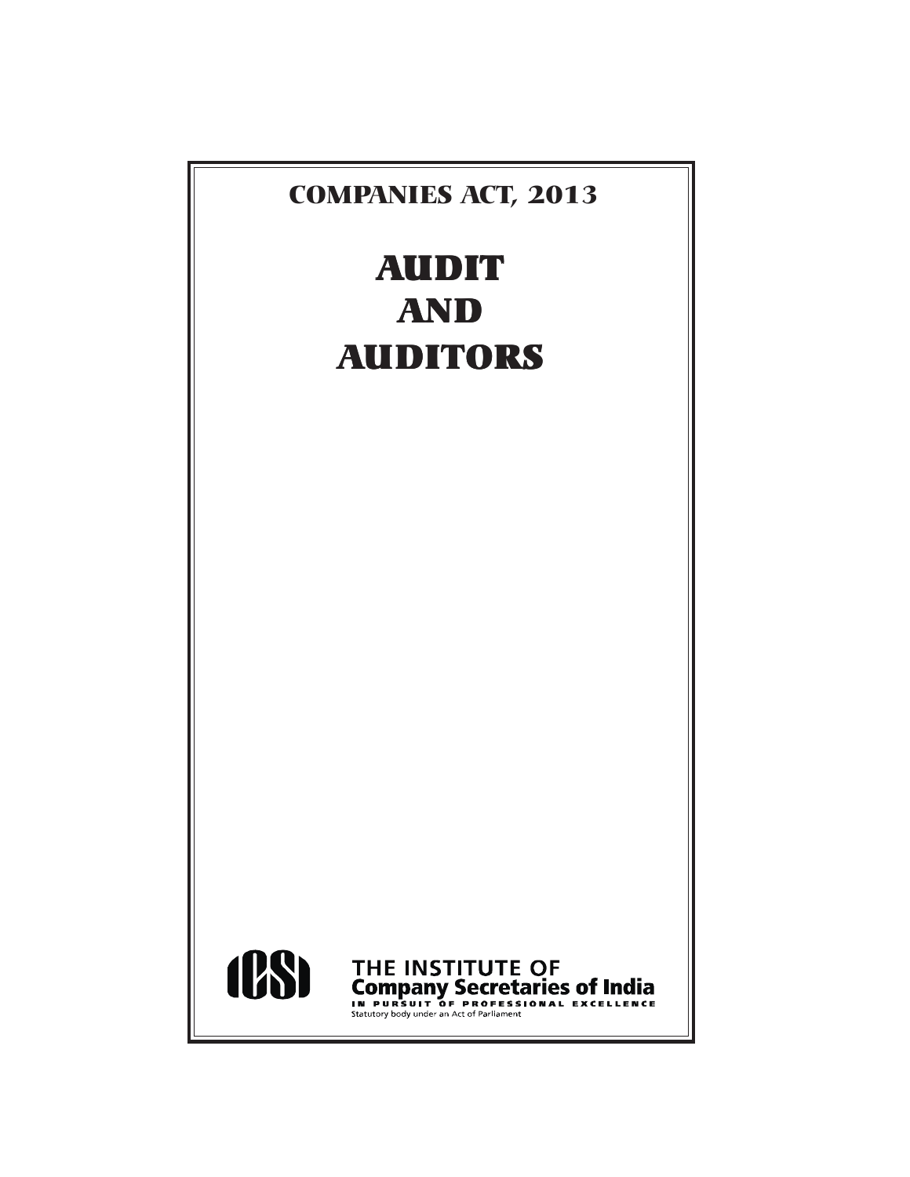## COMPANIES ACT, 2013

# AUDIT AND AUDITORS

ICSI

THE INSTITUTE OF
**Company Secretaries of India**
IN PURSUIT OF PROFESSIONAL EXCELLENCE
Statutory body under an Act of Parliament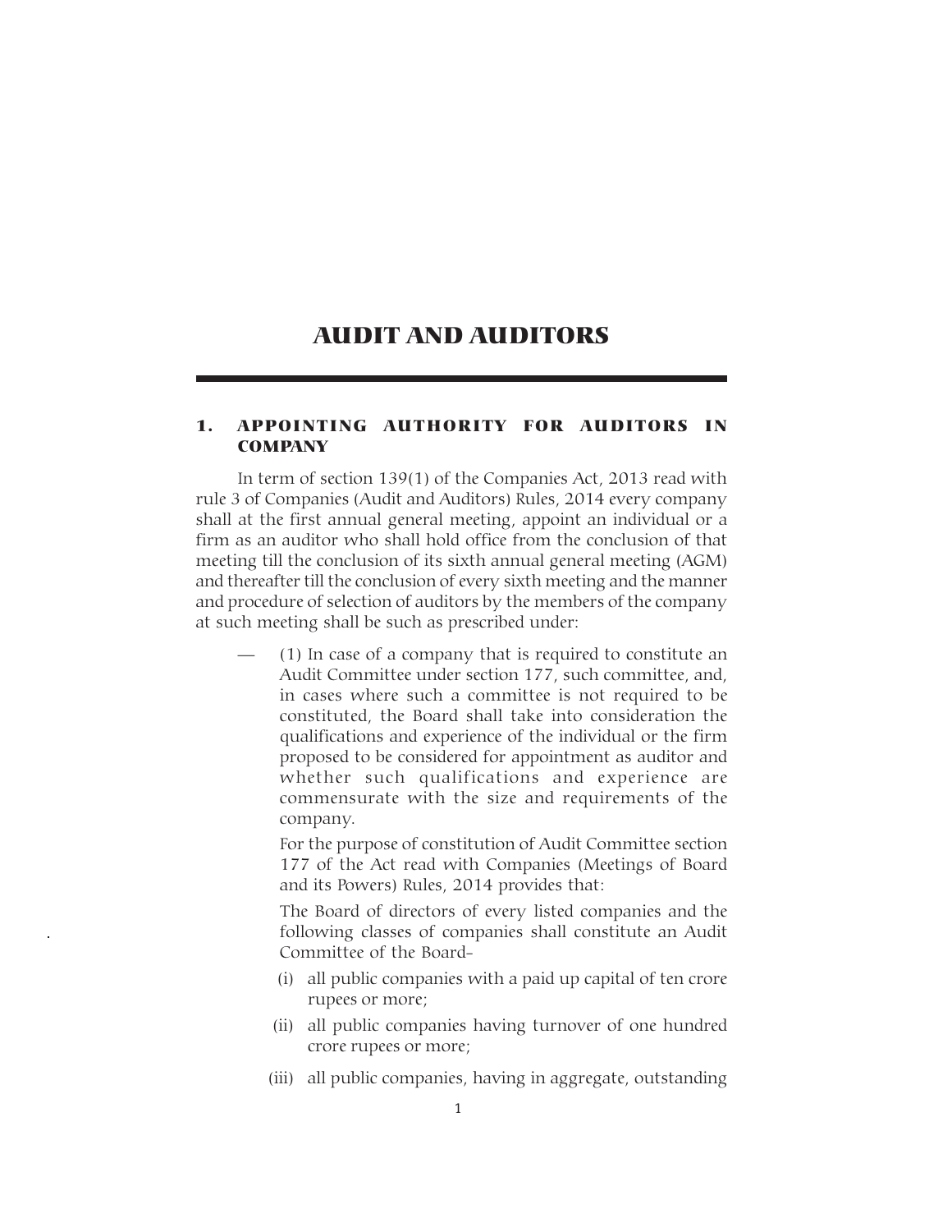# AUDIT AND AUDITORS

## 1. APPOINTING AUTHORITY FOR AUDITORS IN COMPANY

In term of section 139(1) of the Companies Act, 2013 read with rule 3 of Companies (Audit and Auditors) Rules, 2014 every company shall at the first annual general meeting, appoint an individual or a firm as an auditor who shall hold office from the conclusion of that meeting till the conclusion of its sixth annual general meeting (AGM) and thereafter till the conclusion of every sixth meeting and the manner and procedure of selection of auditors by the members of the company at such meeting shall be such as prescribed under:

— (1) In case of a company that is required to constitute an Audit Committee under section 177, such committee, and, in cases where such a committee is not required to be constituted, the Board shall take into consideration the qualifications and experience of the individual or the firm proposed to be considered for appointment as auditor and whether such qualifications and experience are commensurate with the size and requirements of the company.

For the purpose of constitution of Audit Committee section 177 of the Act read with Companies (Meetings of Board and its Powers) Rules, 2014 provides that:

The Board of directors of every listed companies and the following classes of companies shall constitute an Audit Committee of the Board-

(i) all public companies with a paid up capital of ten crore rupees or more;

(ii) all public companies having turnover of one hundred crore rupees or more;

(iii) all public companies, having in aggregate, outstanding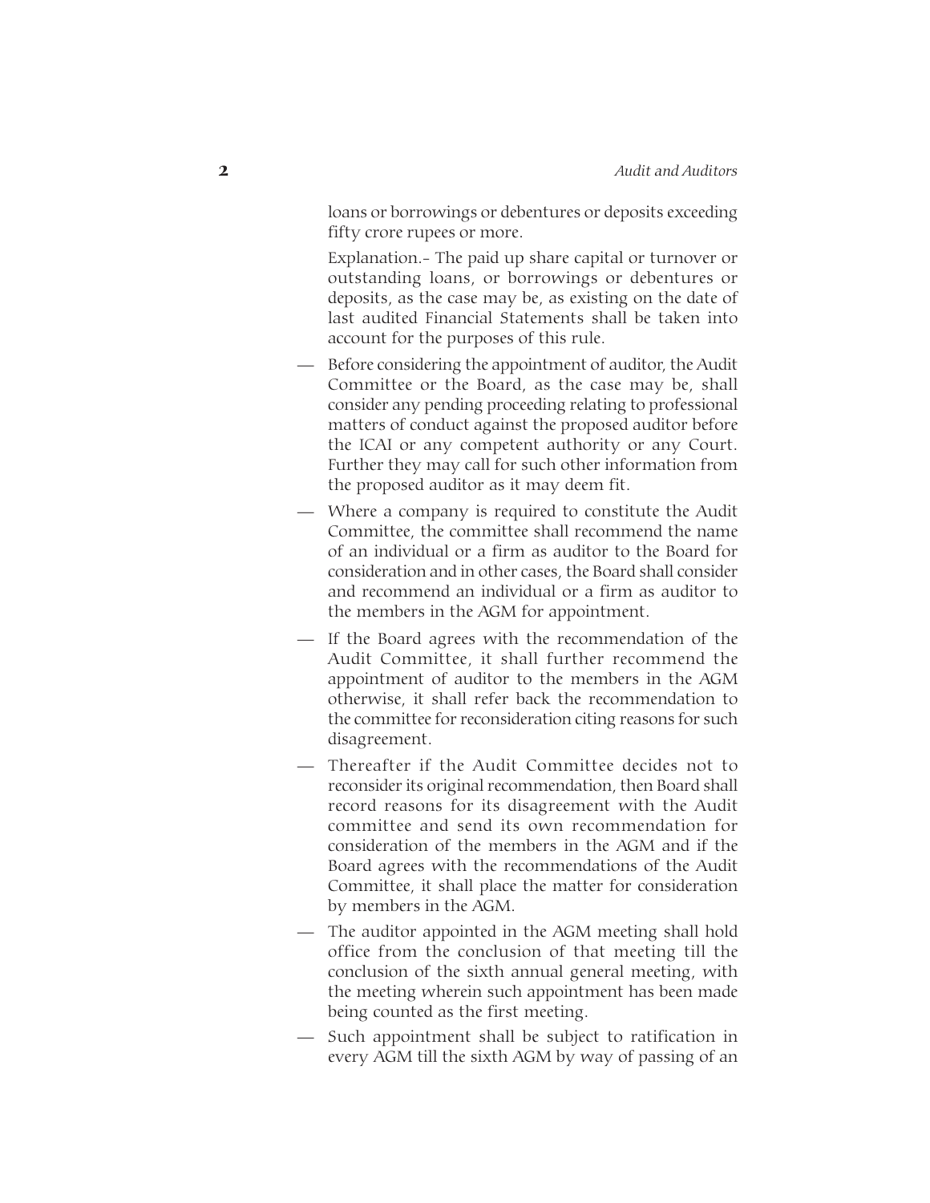loans or borrowings or debentures or deposits exceeding fifty crore rupees or more.

Explanation.- The paid up share capital or turnover or outstanding loans, or borrowings or debentures or deposits, as the case may be, as existing on the date of last audited Financial Statements shall be taken into account for the purposes of this rule.

- Before considering the appointment of auditor, the Audit Committee or the Board, as the case may be, shall consider any pending proceeding relating to professional matters of conduct against the proposed auditor before the ICAI or any competent authority or any Court. Further they may call for such other information from the proposed auditor as it may deem fit.
- Where a company is required to constitute the Audit Committee, the committee shall recommend the name of an individual or a firm as auditor to the Board for consideration and in other cases, the Board shall consider and recommend an individual or a firm as auditor to the members in the AGM for appointment.
- If the Board agrees with the recommendation of the Audit Committee, it shall further recommend the appointment of auditor to the members in the AGM otherwise, it shall refer back the recommendation to the committee for reconsideration citing reasons for such disagreement.
- Thereafter if the Audit Committee decides not to reconsider its original recommendation, then Board shall record reasons for its disagreement with the Audit committee and send its own recommendation for consideration of the members in the AGM and if the Board agrees with the recommendations of the Audit Committee, it shall place the matter for consideration by members in the AGM.
- The auditor appointed in the AGM meeting shall hold office from the conclusion of that meeting till the conclusion of the sixth annual general meeting, with the meeting wherein such appointment has been made being counted as the first meeting.
- Such appointment shall be subject to ratification in every AGM till the sixth AGM by way of passing of an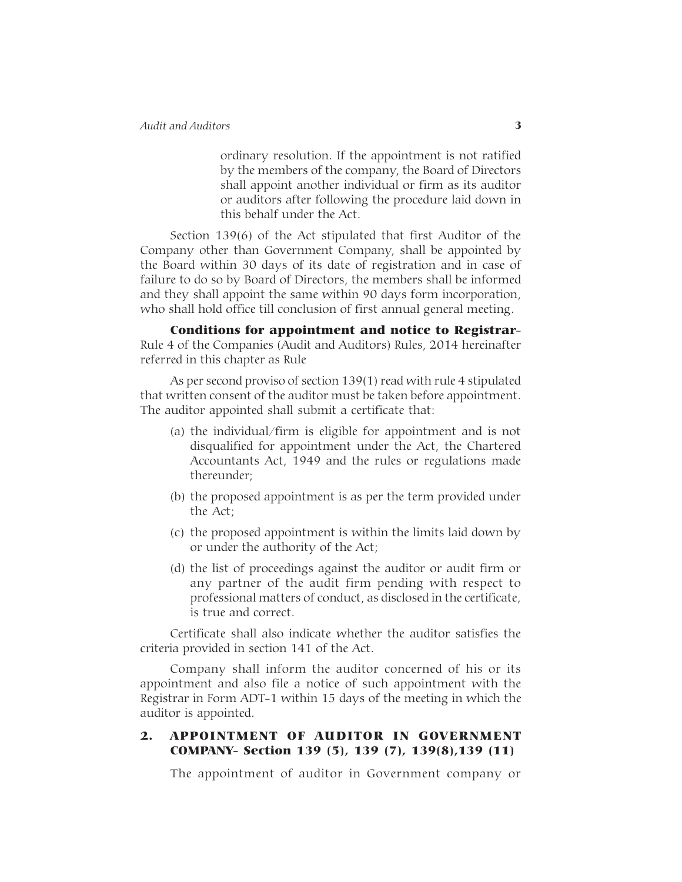ordinary resolution. If the appointment is not ratified by the members of the company, the Board of Directors shall appoint another individual or firm as its auditor or auditors after following the procedure laid down in this behalf under the Act.

Section 139(6) of the Act stipulated that first Auditor of the Company other than Government Company, shall be appointed by the Board within 30 days of its date of registration and in case of failure to do so by Board of Directors, the members shall be informed and they shall appoint the same within 90 days form incorporation, who shall hold office till conclusion of first annual general meeting.

**Conditions for appointment and notice to Registrar**- Rule 4 of the Companies (Audit and Auditors) Rules, 2014 hereinafter referred in this chapter as Rule

As per second proviso of section 139(1) read with rule 4 stipulated that written consent of the auditor must be taken before appointment. The auditor appointed shall submit a certificate that:

(a) the individual/firm is eligible for appointment and is not disqualified for appointment under the Act, the Chartered Accountants Act, 1949 and the rules or regulations made thereunder;

(b) the proposed appointment is as per the term provided under the Act;

(c) the proposed appointment is within the limits laid down by or under the authority of the Act;

(d) the list of proceedings against the auditor or audit firm or any partner of the audit firm pending with respect to professional matters of conduct, as disclosed in the certificate, is true and correct.

Certificate shall also indicate whether the auditor satisfies the criteria provided in section 141 of the Act.

Company shall inform the auditor concerned of his or its appointment and also file a notice of such appointment with the Registrar in Form ADT-1 within 15 days of the meeting in which the auditor is appointed.

## 2. APPOINTMENT OF AUDITOR IN GOVERNMENT COMPANY- Section 139 (5), 139 (7), 139(8),139 (11)

The appointment of auditor in Government company or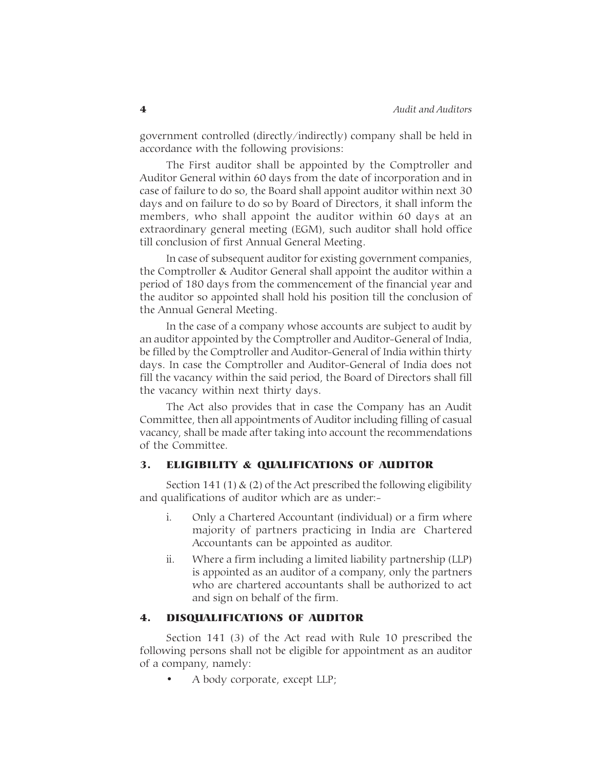government controlled (directly/indirectly) company shall be held in accordance with the following provisions:

The First auditor shall be appointed by the Comptroller and Auditor General within 60 days from the date of incorporation and in case of failure to do so, the Board shall appoint auditor within next 30 days and on failure to do so by Board of Directors, it shall inform the members, who shall appoint the auditor within 60 days at an extraordinary general meeting (EGM), such auditor shall hold office till conclusion of first Annual General Meeting.

In case of subsequent auditor for existing government companies, the Comptroller & Auditor General shall appoint the auditor within a period of 180 days from the commencement of the financial year and the auditor so appointed shall hold his position till the conclusion of the Annual General Meeting.

In the case of a company whose accounts are subject to audit by an auditor appointed by the Comptroller and Auditor-General of India, be filled by the Comptroller and Auditor-General of India within thirty days. In case the Comptroller and Auditor-General of India does not fill the vacancy within the said period, the Board of Directors shall fill the vacancy within next thirty days.

The Act also provides that in case the Company has an Audit Committee, then all appointments of Auditor including filling of casual vacancy, shall be made after taking into account the recommendations of the Committee.

## 3. ELIGIBILITY & QUALIFICATIONS OF AUDITOR

Section 141 (1) & (2) of the Act prescribed the following eligibility and qualifications of auditor which are as under:-

i. Only a Chartered Accountant (individual) or a firm where majority of partners practicing in India are Chartered Accountants can be appointed as auditor.

ii. Where a firm including a limited liability partnership (LLP) is appointed as an auditor of a company, only the partners who are chartered accountants shall be authorized to act and sign on behalf of the firm.

## 4. DISQUALIFICATIONS OF AUDITOR

Section 141 (3) of the Act read with Rule 10 prescribed the following persons shall not be eligible for appointment as an auditor of a company, namely:

- A body corporate, except LLP;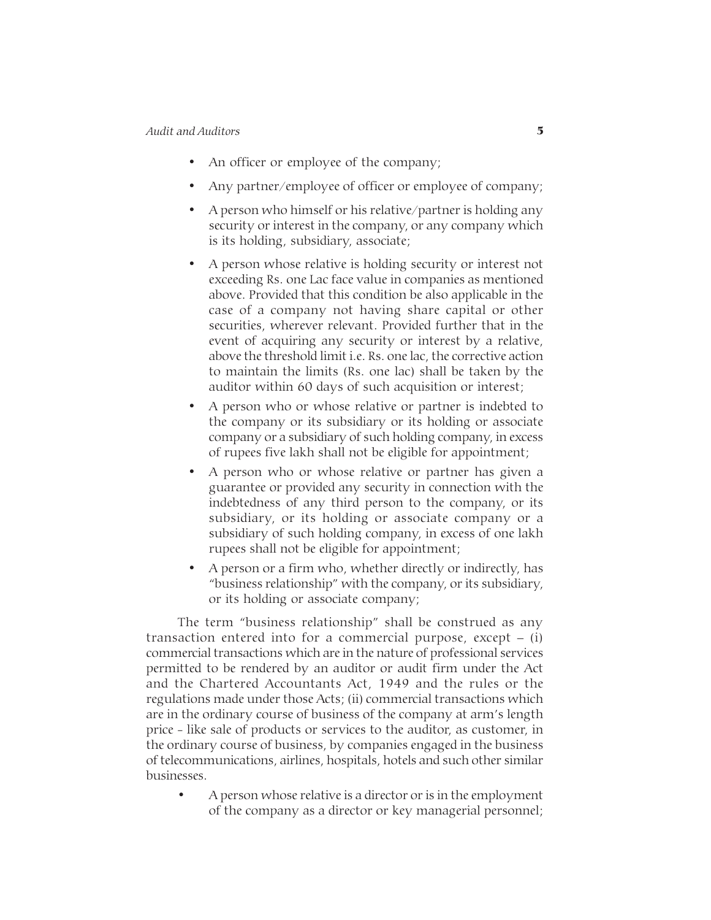- An officer or employee of the company;
- Any partner/employee of officer or employee of company;
- A person who himself or his relative/partner is holding any security or interest in the company, or any company which is its holding, subsidiary, associate;
- A person whose relative is holding security or interest not exceeding Rs. one Lac face value in companies as mentioned above. Provided that this condition be also applicable in the case of a company not having share capital or other securities, wherever relevant. Provided further that in the event of acquiring any security or interest by a relative, above the threshold limit i.e. Rs. one lac, the corrective action to maintain the limits (Rs. one lac) shall be taken by the auditor within 60 days of such acquisition or interest;
- A person who or whose relative or partner is indebted to the company or its subsidiary or its holding or associate company or a subsidiary of such holding company, in excess of rupees five lakh shall not be eligible for appointment;
- A person who or whose relative or partner has given a guarantee or provided any security in connection with the indebtedness of any third person to the company, or its subsidiary, or its holding or associate company or a subsidiary of such holding company, in excess of one lakh rupees shall not be eligible for appointment;
- A person or a firm who, whether directly or indirectly, has "business relationship" with the company, or its subsidiary, or its holding or associate company;

The term "business relationship" shall be construed as any transaction entered into for a commercial purpose, except – (i) commercial transactions which are in the nature of professional services permitted to be rendered by an auditor or audit firm under the Act and the Chartered Accountants Act, 1949 and the rules or the regulations made under those Acts; (ii) commercial transactions which are in the ordinary course of business of the company at arm's length price - like sale of products or services to the auditor, as customer, in the ordinary course of business, by companies engaged in the business of telecommunications, airlines, hospitals, hotels and such other similar businesses.

- A person whose relative is a director or is in the employment of the company as a director or key managerial personnel;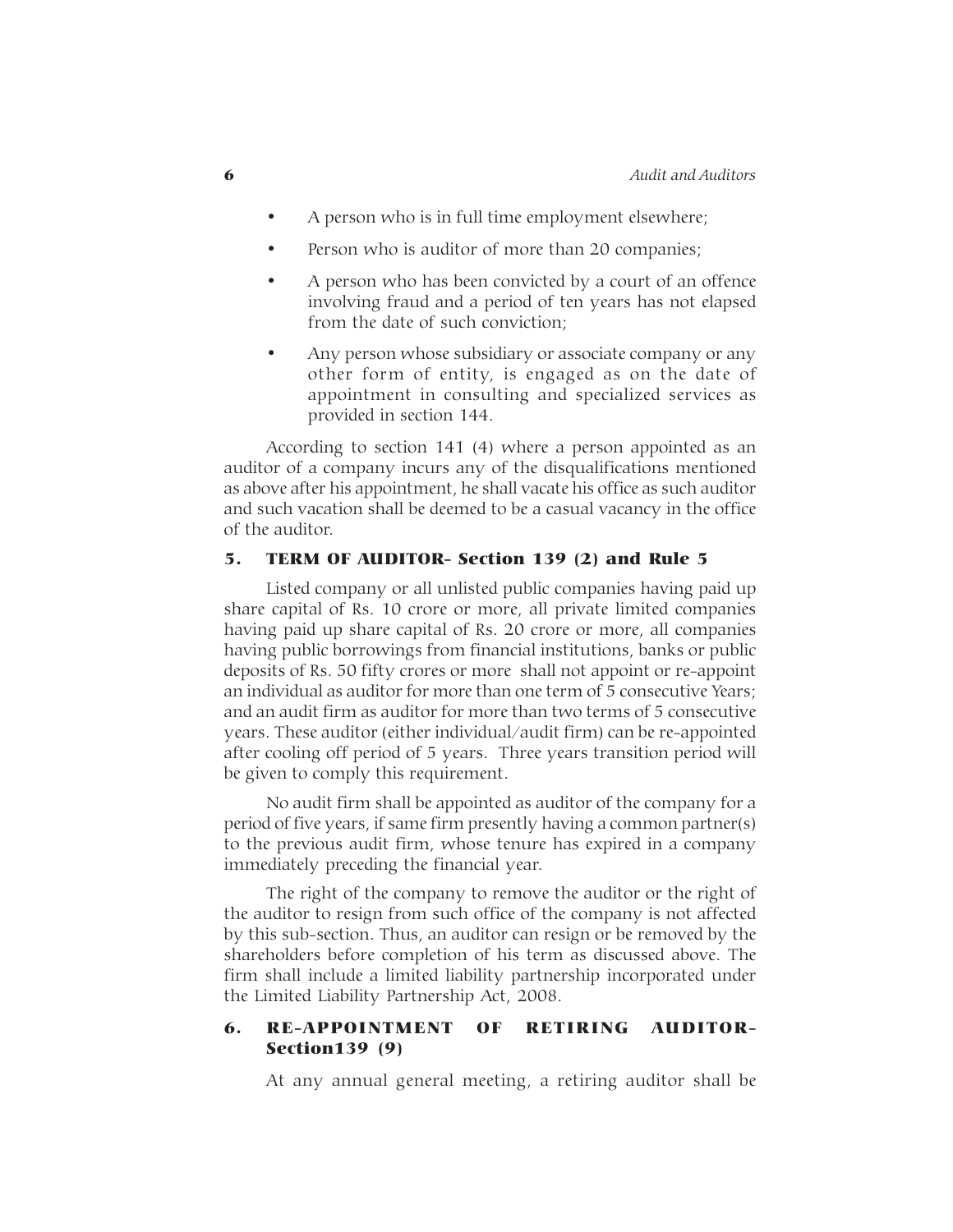- A person who is in full time employment elsewhere;
- Person who is auditor of more than 20 companies;
- A person who has been convicted by a court of an offence involving fraud and a period of ten years has not elapsed from the date of such conviction;
- Any person whose subsidiary or associate company or any other form of entity, is engaged as on the date of appointment in consulting and specialized services as provided in section 144.

According to section 141 (4) where a person appointed as an auditor of a company incurs any of the disqualifications mentioned as above after his appointment, he shall vacate his office as such auditor and such vacation shall be deemed to be a casual vacancy in the office of the auditor.

## 5. TERM OF AUDITOR- Section 139 (2) and Rule 5

Listed company or all unlisted public companies having paid up share capital of Rs. 10 crore or more, all private limited companies having paid up share capital of Rs. 20 crore or more, all companies having public borrowings from financial institutions, banks or public deposits of Rs. 50 fifty crores or more shall not appoint or re-appoint an individual as auditor for more than one term of 5 consecutive Years; and an audit firm as auditor for more than two terms of 5 consecutive years. These auditor (either individual/audit firm) can be re-appointed after cooling off period of 5 years. Three years transition period will be given to comply this requirement.

No audit firm shall be appointed as auditor of the company for a period of five years, if same firm presently having a common partner(s) to the previous audit firm, whose tenure has expired in a company immediately preceding the financial year.

The right of the company to remove the auditor or the right of the auditor to resign from such office of the company is not affected by this sub-section. Thus, an auditor can resign or be removed by the shareholders before completion of his term as discussed above. The firm shall include a limited liability partnership incorporated under the Limited Liability Partnership Act, 2008.

## 6. RE-APPOINTMENT OF RETIRING AUDITOR- Section139 (9)

At any annual general meeting, a retiring auditor shall be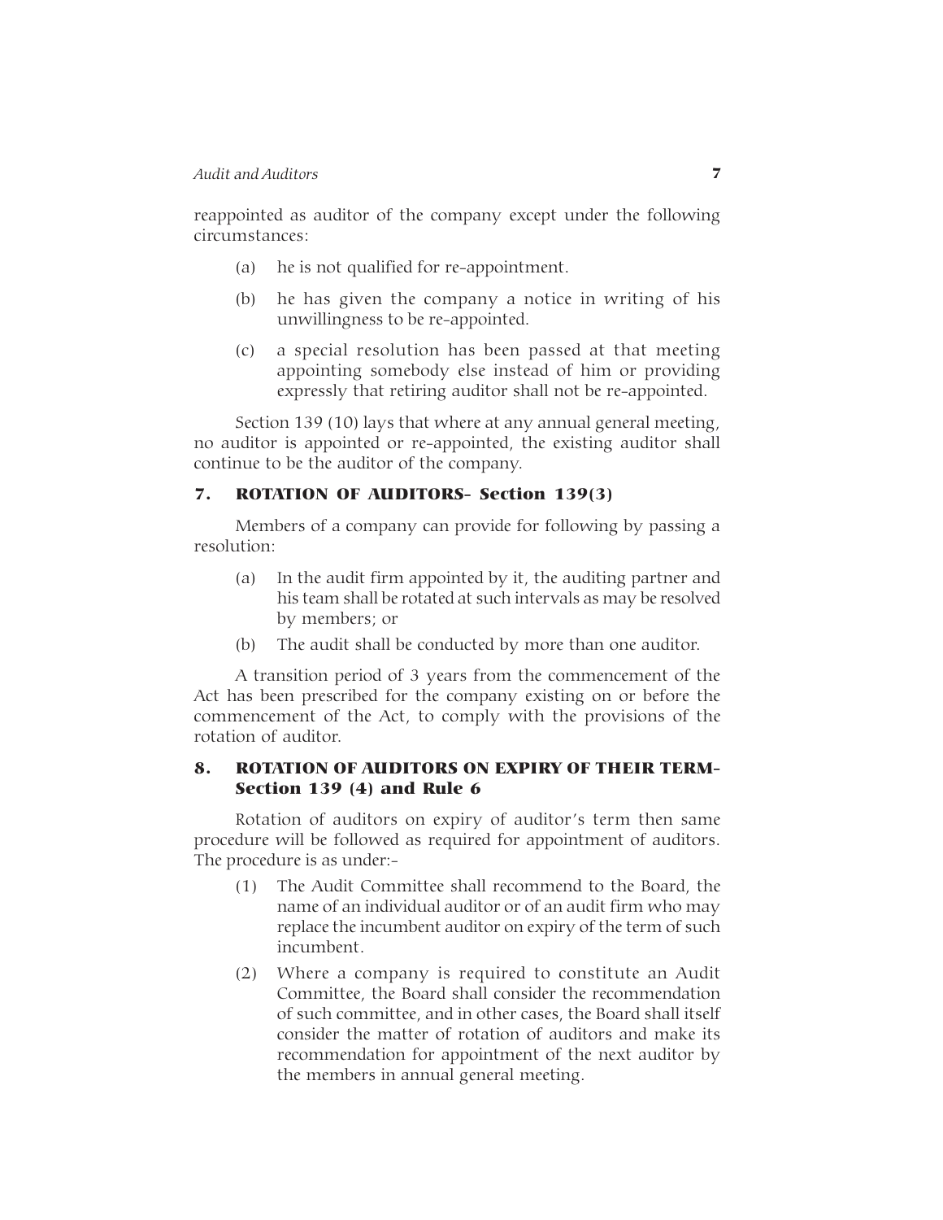reappointed as auditor of the company except under the following circumstances:

(a) he is not qualified for re-appointment.

(b) he has given the company a notice in writing of his unwillingness to be re-appointed.

(c) a special resolution has been passed at that meeting appointing somebody else instead of him or providing expressly that retiring auditor shall not be re-appointed.

Section 139 (10) lays that where at any annual general meeting, no auditor is appointed or re-appointed, the existing auditor shall continue to be the auditor of the company.

## 7. ROTATION OF AUDITORS- Section 139(3)

Members of a company can provide for following by passing a resolution:

(a) In the audit firm appointed by it, the auditing partner and his team shall be rotated at such intervals as may be resolved by members; or

(b) The audit shall be conducted by more than one auditor.

A transition period of 3 years from the commencement of the Act has been prescribed for the company existing on or before the commencement of the Act, to comply with the provisions of the rotation of auditor.

## 8. ROTATION OF AUDITORS ON EXPIRY OF THEIR TERM- Section 139 (4) and Rule 6

Rotation of auditors on expiry of auditor's term then same procedure will be followed as required for appointment of auditors. The procedure is as under:-

(1) The Audit Committee shall recommend to the Board, the name of an individual auditor or of an audit firm who may replace the incumbent auditor on expiry of the term of such incumbent.

(2) Where a company is required to constitute an Audit Committee, the Board shall consider the recommendation of such committee, and in other cases, the Board shall itself consider the matter of rotation of auditors and make its recommendation for appointment of the next auditor by the members in annual general meeting.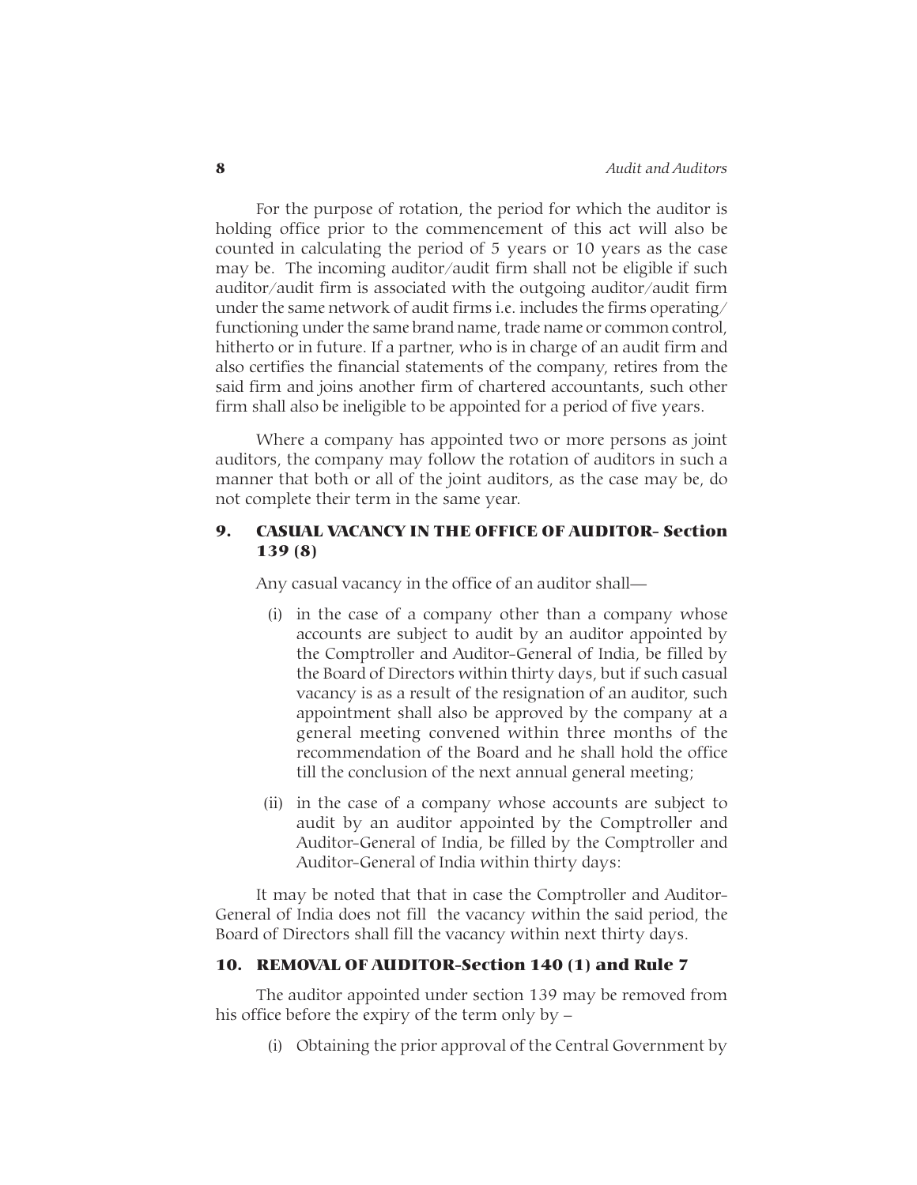For the purpose of rotation, the period for which the auditor is holding office prior to the commencement of this act will also be counted in calculating the period of 5 years or 10 years as the case may be. The incoming auditor/audit firm shall not be eligible if such auditor/audit firm is associated with the outgoing auditor/audit firm under the same network of audit firms i.e. includes the firms operating/ functioning under the same brand name, trade name or common control, hitherto or in future. If a partner, who is in charge of an audit firm and also certifies the financial statements of the company, retires from the said firm and joins another firm of chartered accountants, such other firm shall also be ineligible to be appointed for a period of five years.

Where a company has appointed two or more persons as joint auditors, the company may follow the rotation of auditors in such a manner that both or all of the joint auditors, as the case may be, do not complete their term in the same year.

## 9. CASUAL VACANCY IN THE OFFICE OF AUDITOR- Section 139 (8)

Any casual vacancy in the office of an auditor shall—

(i) in the case of a company other than a company whose accounts are subject to audit by an auditor appointed by the Comptroller and Auditor-General of India, be filled by the Board of Directors within thirty days, but if such casual vacancy is as a result of the resignation of an auditor, such appointment shall also be approved by the company at a general meeting convened within three months of the recommendation of the Board and he shall hold the office till the conclusion of the next annual general meeting;

(ii) in the case of a company whose accounts are subject to audit by an auditor appointed by the Comptroller and Auditor-General of India, be filled by the Comptroller and Auditor-General of India within thirty days:

It may be noted that that in case the Comptroller and Auditor-General of India does not fill the vacancy within the said period, the Board of Directors shall fill the vacancy within next thirty days.

## 10. REMOVAL OF AUDITOR-Section 140 (1) and Rule 7

The auditor appointed under section 139 may be removed from his office before the expiry of the term only by –

(i) Obtaining the prior approval of the Central Government by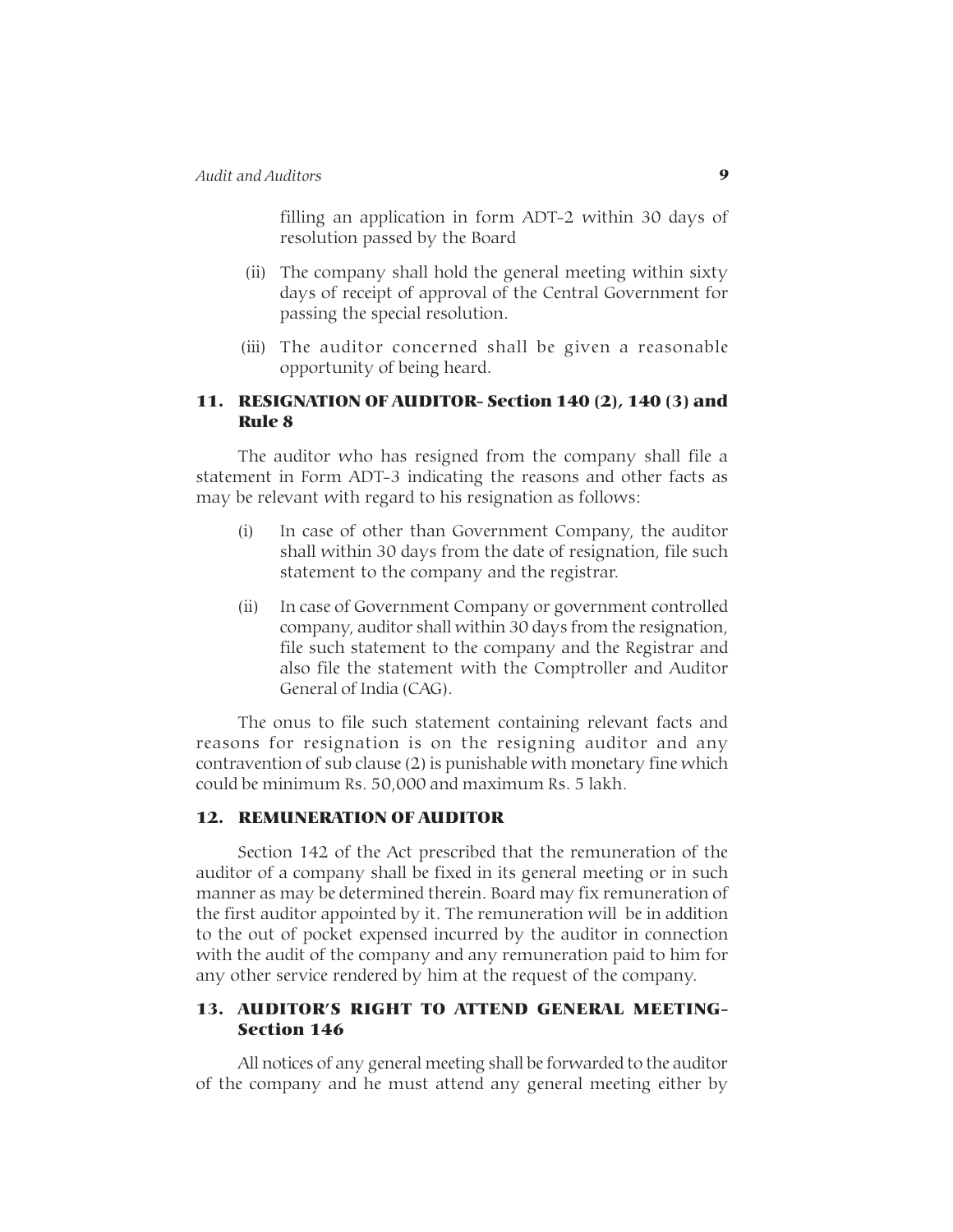filling an application in form ADT-2 within 30 days of resolution passed by the Board

(ii) The company shall hold the general meeting within sixty days of receipt of approval of the Central Government for passing the special resolution.

(iii) The auditor concerned shall be given a reasonable opportunity of being heard.

## 11. RESIGNATION OF AUDITOR- Section 140 (2), 140 (3) and Rule 8

The auditor who has resigned from the company shall file a statement in Form ADT-3 indicating the reasons and other facts as may be relevant with regard to his resignation as follows:

(i) In case of other than Government Company, the auditor shall within 30 days from the date of resignation, file such statement to the company and the registrar.

(ii) In case of Government Company or government controlled company, auditor shall within 30 days from the resignation, file such statement to the company and the Registrar and also file the statement with the Comptroller and Auditor General of India (CAG).

The onus to file such statement containing relevant facts and reasons for resignation is on the resigning auditor and any contravention of sub clause (2) is punishable with monetary fine which could be minimum Rs. 50,000 and maximum Rs. 5 lakh.

## 12. REMUNERATION OF AUDITOR

Section 142 of the Act prescribed that the remuneration of the auditor of a company shall be fixed in its general meeting or in such manner as may be determined therein. Board may fix remuneration of the first auditor appointed by it. The remuneration will be in addition to the out of pocket expensed incurred by the auditor in connection with the audit of the company and any remuneration paid to him for any other service rendered by him at the request of the company.

## 13. AUDITOR'S RIGHT TO ATTEND GENERAL MEETING- Section 146

All notices of any general meeting shall be forwarded to the auditor of the company and he must attend any general meeting either by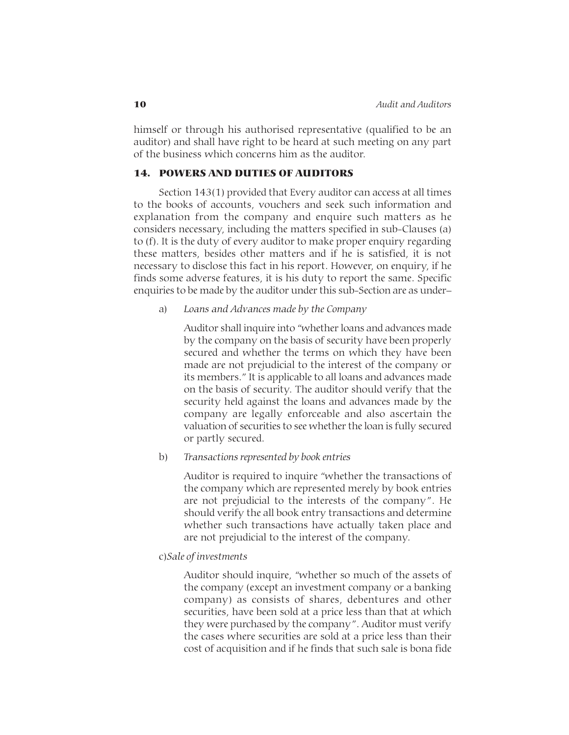himself or through his authorised representative (qualified to be an auditor) and shall have right to be heard at such meeting on any part of the business which concerns him as the auditor.

## 14. POWERS AND DUTIES OF AUDITORS

Section 143(1) provided that Every auditor can access at all times to the books of accounts, vouchers and seek such information and explanation from the company and enquire such matters as he considers necessary, including the matters specified in sub-Clauses (a) to (f). It is the duty of every auditor to make proper enquiry regarding these matters, besides other matters and if he is satisfied, it is not necessary to disclose this fact in his report. However, on enquiry, if he finds some adverse features, it is his duty to report the same. Specific enquiries to be made by the auditor under this sub-Section are as under–

a) *Loans and Advances made by the Company*

   Auditor shall inquire into "whether loans and advances made by the company on the basis of security have been properly secured and whether the terms on which they have been made are not prejudicial to the interest of the company or its members." It is applicable to all loans and advances made on the basis of security. The auditor should verify that the security held against the loans and advances made by the company are legally enforceable and also ascertain the valuation of securities to see whether the loan is fully secured or partly secured.

b) *Transactions represented by book entries*

   Auditor is required to inquire "whether the transactions of the company which are represented merely by book entries are not prejudicial to the interests of the company". He should verify the all book entry transactions and determine whether such transactions have actually taken place and are not prejudicial to the interest of the company.

c) *Sale of investments*

   Auditor should inquire, "whether so much of the assets of the company (except an investment company or a banking company) as consists of shares, debentures and other securities, have been sold at a price less than that at which they were purchased by the company". Auditor must verify the cases where securities are sold at a price less than their cost of acquisition and if he finds that such sale is bona fide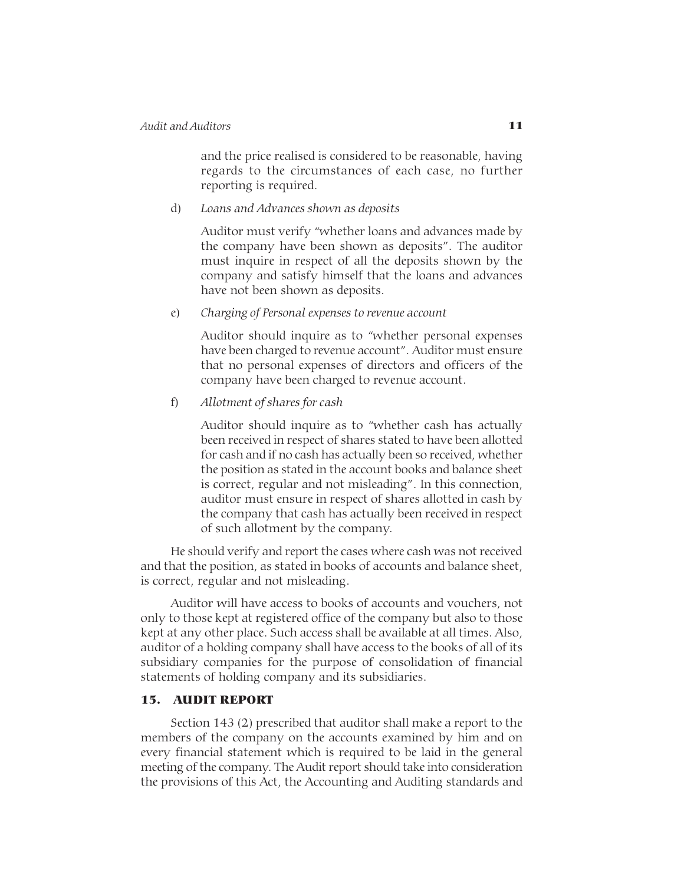and the price realised is considered to be reasonable, having regards to the circumstances of each case, no further reporting is required.

d) *Loans and Advances shown as deposits*

Auditor must verify "whether loans and advances made by the company have been shown as deposits". The auditor must inquire in respect of all the deposits shown by the company and satisfy himself that the loans and advances have not been shown as deposits.

e) *Charging of Personal expenses to revenue account*

Auditor should inquire as to "whether personal expenses have been charged to revenue account". Auditor must ensure that no personal expenses of directors and officers of the company have been charged to revenue account.

f) *Allotment of shares for cash*

Auditor should inquire as to "whether cash has actually been received in respect of shares stated to have been allotted for cash and if no cash has actually been so received, whether the position as stated in the account books and balance sheet is correct, regular and not misleading". In this connection, auditor must ensure in respect of shares allotted in cash by the company that cash has actually been received in respect of such allotment by the company.

He should verify and report the cases where cash was not received and that the position, as stated in books of accounts and balance sheet, is correct, regular and not misleading.

Auditor will have access to books of accounts and vouchers, not only to those kept at registered office of the company but also to those kept at any other place. Such access shall be available at all times. Also, auditor of a holding company shall have access to the books of all of its subsidiary companies for the purpose of consolidation of financial statements of holding company and its subsidiaries.

## 15. AUDIT REPORT

Section 143 (2) prescribed that auditor shall make a report to the members of the company on the accounts examined by him and on every financial statement which is required to be laid in the general meeting of the company. The Audit report should take into consideration the provisions of this Act, the Accounting and Auditing standards and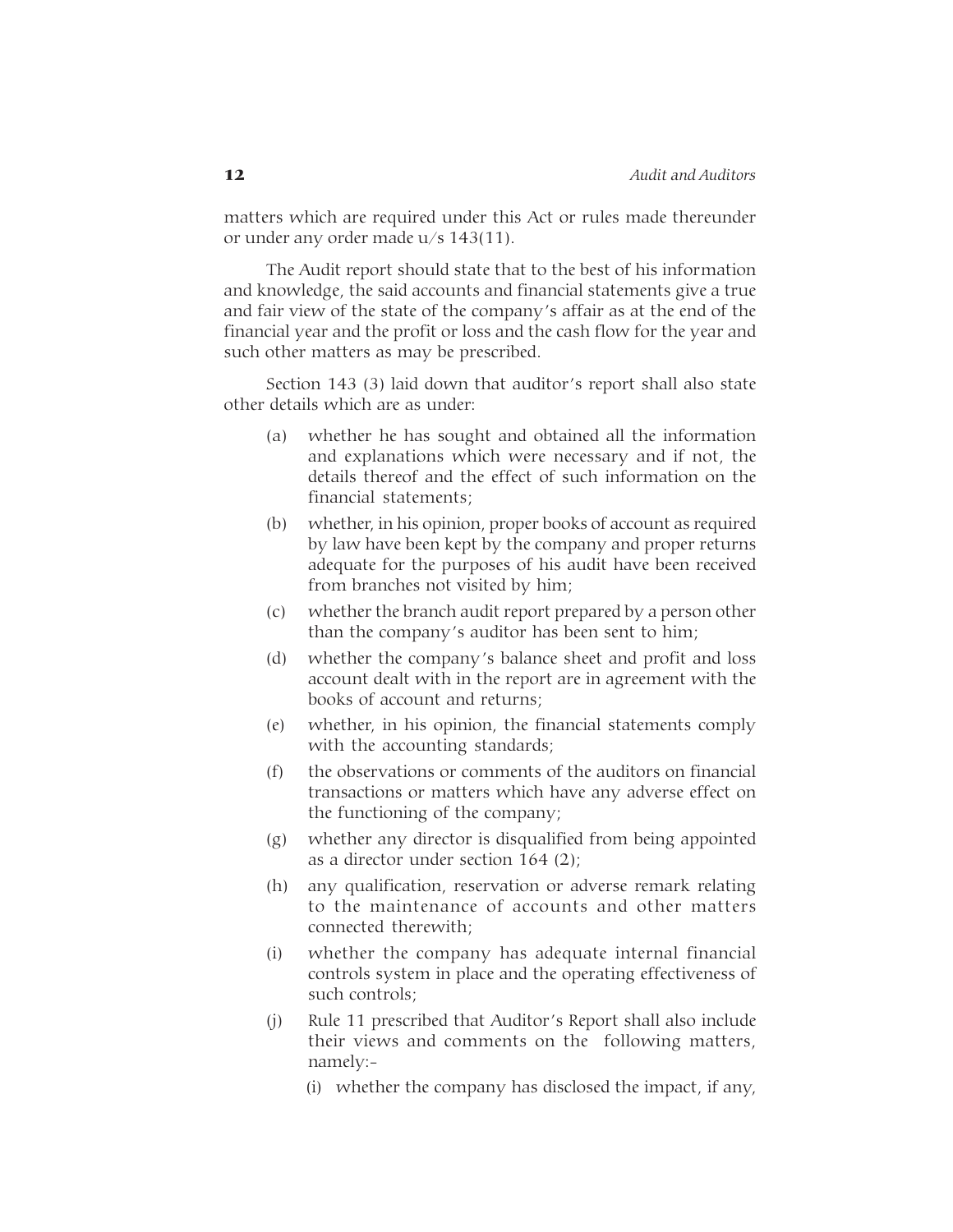matters which are required under this Act or rules made thereunder or under any order made u/s 143(11).

The Audit report should state that to the best of his information and knowledge, the said accounts and financial statements give a true and fair view of the state of the company's affair as at the end of the financial year and the profit or loss and the cash flow for the year and such other matters as may be prescribed.

Section 143 (3) laid down that auditor's report shall also state other details which are as under:

(a) whether he has sought and obtained all the information and explanations which were necessary and if not, the details thereof and the effect of such information on the financial statements;

(b) whether, in his opinion, proper books of account as required by law have been kept by the company and proper returns adequate for the purposes of his audit have been received from branches not visited by him;

(c) whether the branch audit report prepared by a person other than the company's auditor has been sent to him;

(d) whether the company's balance sheet and profit and loss account dealt with in the report are in agreement with the books of account and returns;

(e) whether, in his opinion, the financial statements comply with the accounting standards;

(f) the observations or comments of the auditors on financial transactions or matters which have any adverse effect on the functioning of the company;

(g) whether any director is disqualified from being appointed as a director under section 164 (2);

(h) any qualification, reservation or adverse remark relating to the maintenance of accounts and other matters connected therewith;

(i) whether the company has adequate internal financial controls system in place and the operating effectiveness of such controls;

(j) Rule 11 prescribed that Auditor's Report shall also include their views and comments on the following matters, namely:-

   (i) whether the company has disclosed the impact, if any,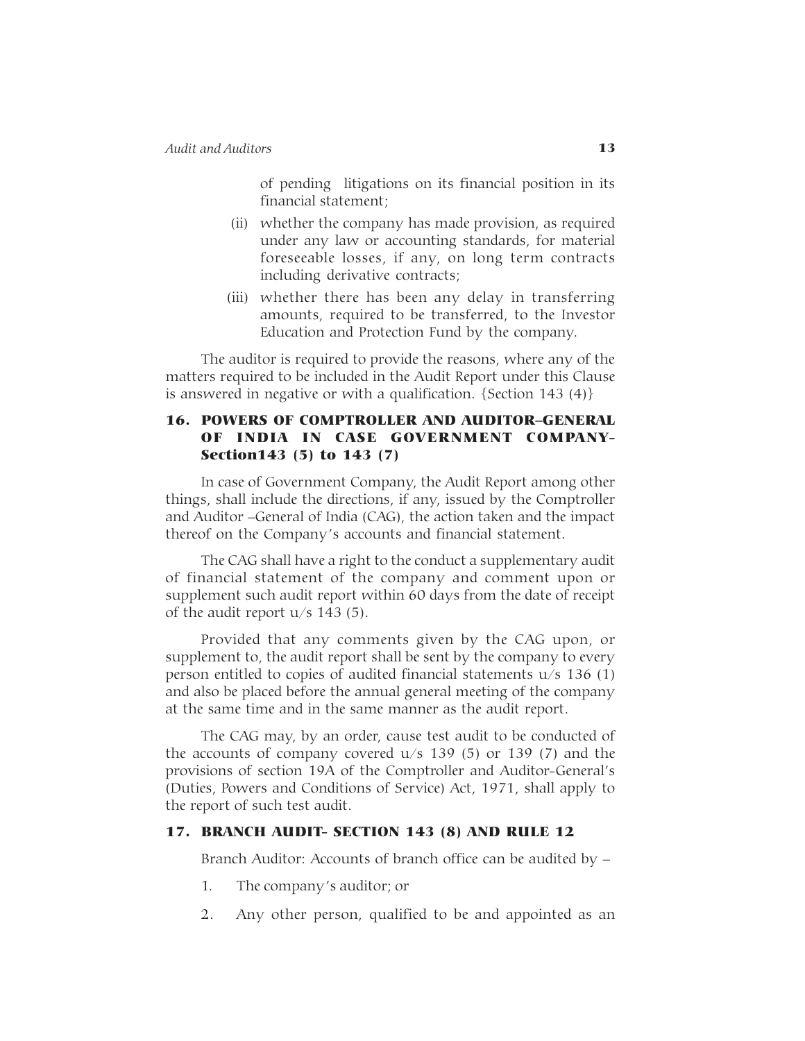of pending litigations on its financial position in its financial statement;

(ii) whether the company has made provision, as required under any law or accounting standards, for material foreseeable losses, if any, on long term contracts including derivative contracts;

(iii) whether there has been any delay in transferring amounts, required to be transferred, to the Investor Education and Protection Fund by the company.

The auditor is required to provide the reasons, where any of the matters required to be included in the Audit Report under this Clause is answered in negative or with a qualification. {Section 143 (4)}

## 16. POWERS OF COMPTROLLER AND AUDITOR–GENERAL OF INDIA IN CASE GOVERNMENT COMPANY- Section143 (5) to 143 (7)

In case of Government Company, the Audit Report among other things, shall include the directions, if any, issued by the Comptroller and Auditor –General of India (CAG), the action taken and the impact thereof on the Company's accounts and financial statement.

The CAG shall have a right to the conduct a supplementary audit of financial statement of the company and comment upon or supplement such audit report within 60 days from the date of receipt of the audit report u/s 143 (5).

Provided that any comments given by the CAG upon, or supplement to, the audit report shall be sent by the company to every person entitled to copies of audited financial statements u/s 136 (1) and also be placed before the annual general meeting of the company at the same time and in the same manner as the audit report.

The CAG may, by an order, cause test audit to be conducted of the accounts of company covered u/s 139 (5) or 139 (7) and the provisions of section 19A of the Comptroller and Auditor-General's (Duties, Powers and Conditions of Service) Act, 1971, shall apply to the report of such test audit.

## 17. BRANCH AUDIT- SECTION 143 (8) AND RULE 12

Branch Auditor: Accounts of branch office can be audited by –

1. The company's auditor; or

2. Any other person, qualified to be and appointed as an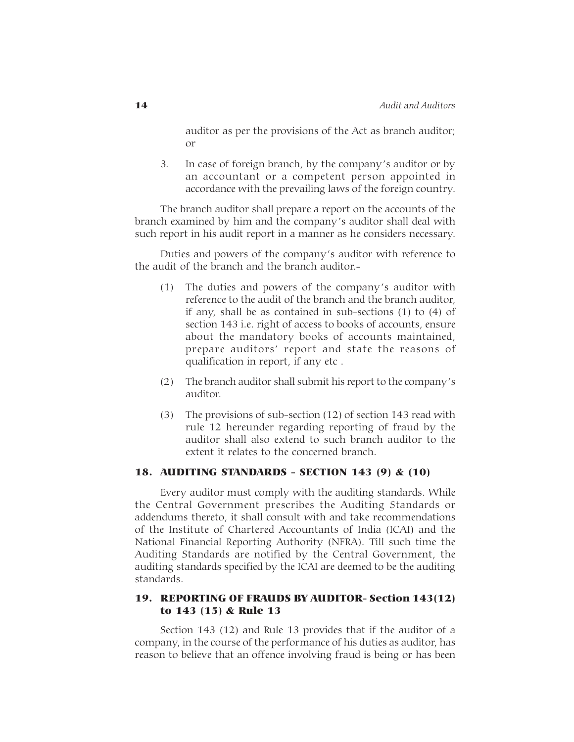auditor as per the provisions of the Act as branch auditor; or

3. In case of foreign branch, by the company's auditor or by an accountant or a competent person appointed in accordance with the prevailing laws of the foreign country.

The branch auditor shall prepare a report on the accounts of the branch examined by him and the company's auditor shall deal with such report in his audit report in a manner as he considers necessary.

Duties and powers of the company's auditor with reference to the audit of the branch and the branch auditor.-

(1) The duties and powers of the company's auditor with reference to the audit of the branch and the branch auditor, if any, shall be as contained in sub-sections (1) to (4) of section 143 i.e. right of access to books of accounts, ensure about the mandatory books of accounts maintained, prepare auditors' report and state the reasons of qualification in report, if any etc .

(2) The branch auditor shall submit his report to the company's auditor.

(3) The provisions of sub-section (12) of section 143 read with rule 12 hereunder regarding reporting of fraud by the auditor shall also extend to such branch auditor to the extent it relates to the concerned branch.

## 18. AUDITING STANDARDS - SECTION 143 (9) & (10)

Every auditor must comply with the auditing standards. While the Central Government prescribes the Auditing Standards or addendums thereto, it shall consult with and take recommendations of the Institute of Chartered Accountants of India (ICAI) and the National Financial Reporting Authority (NFRA). Till such time the Auditing Standards are notified by the Central Government, the auditing standards specified by the ICAI are deemed to be the auditing standards.

## 19. REPORTING OF FRAUDS BY AUDITOR- Section 143(12) to 143 (15) & Rule 13

Section 143 (12) and Rule 13 provides that if the auditor of a company, in the course of the performance of his duties as auditor, has reason to believe that an offence involving fraud is being or has been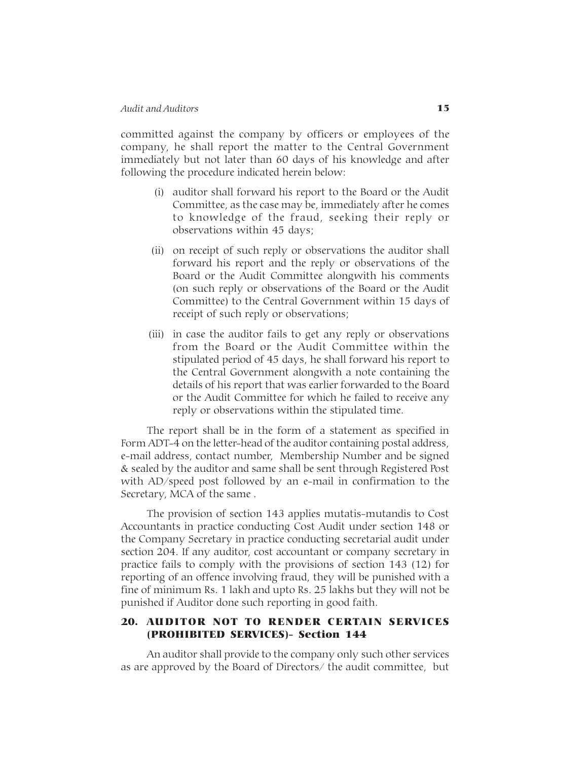committed against the company by officers or employees of the company, he shall report the matter to the Central Government immediately but not later than 60 days of his knowledge and after following the procedure indicated herein below:

(i) auditor shall forward his report to the Board or the Audit Committee, as the case may be, immediately after he comes to knowledge of the fraud, seeking their reply or observations within 45 days;

(ii) on receipt of such reply or observations the auditor shall forward his report and the reply or observations of the Board or the Audit Committee alongwith his comments (on such reply or observations of the Board or the Audit Committee) to the Central Government within 15 days of receipt of such reply or observations;

(iii) in case the auditor fails to get any reply or observations from the Board or the Audit Committee within the stipulated period of 45 days, he shall forward his report to the Central Government alongwith a note containing the details of his report that was earlier forwarded to the Board or the Audit Committee for which he failed to receive any reply or observations within the stipulated time.

The report shall be in the form of a statement as specified in Form ADT-4 on the letter-head of the auditor containing postal address, e-mail address, contact number, Membership Number and be signed & sealed by the auditor and same shall be sent through Registered Post with AD/speed post followed by an e-mail in confirmation to the Secretary, MCA of the same .

The provision of section 143 applies mutatis-mutandis to Cost Accountants in practice conducting Cost Audit under section 148 or the Company Secretary in practice conducting secretarial audit under section 204. If any auditor, cost accountant or company secretary in practice fails to comply with the provisions of section 143 (12) for reporting of an offence involving fraud, they will be punished with a fine of minimum Rs. 1 lakh and upto Rs. 25 lakhs but they will not be punished if Auditor done such reporting in good faith.

## 20. AUDITOR NOT TO RENDER CERTAIN SERVICES (PROHIBITED SERVICES)- Section 144

An auditor shall provide to the company only such other services as are approved by the Board of Directors/ the audit committee, but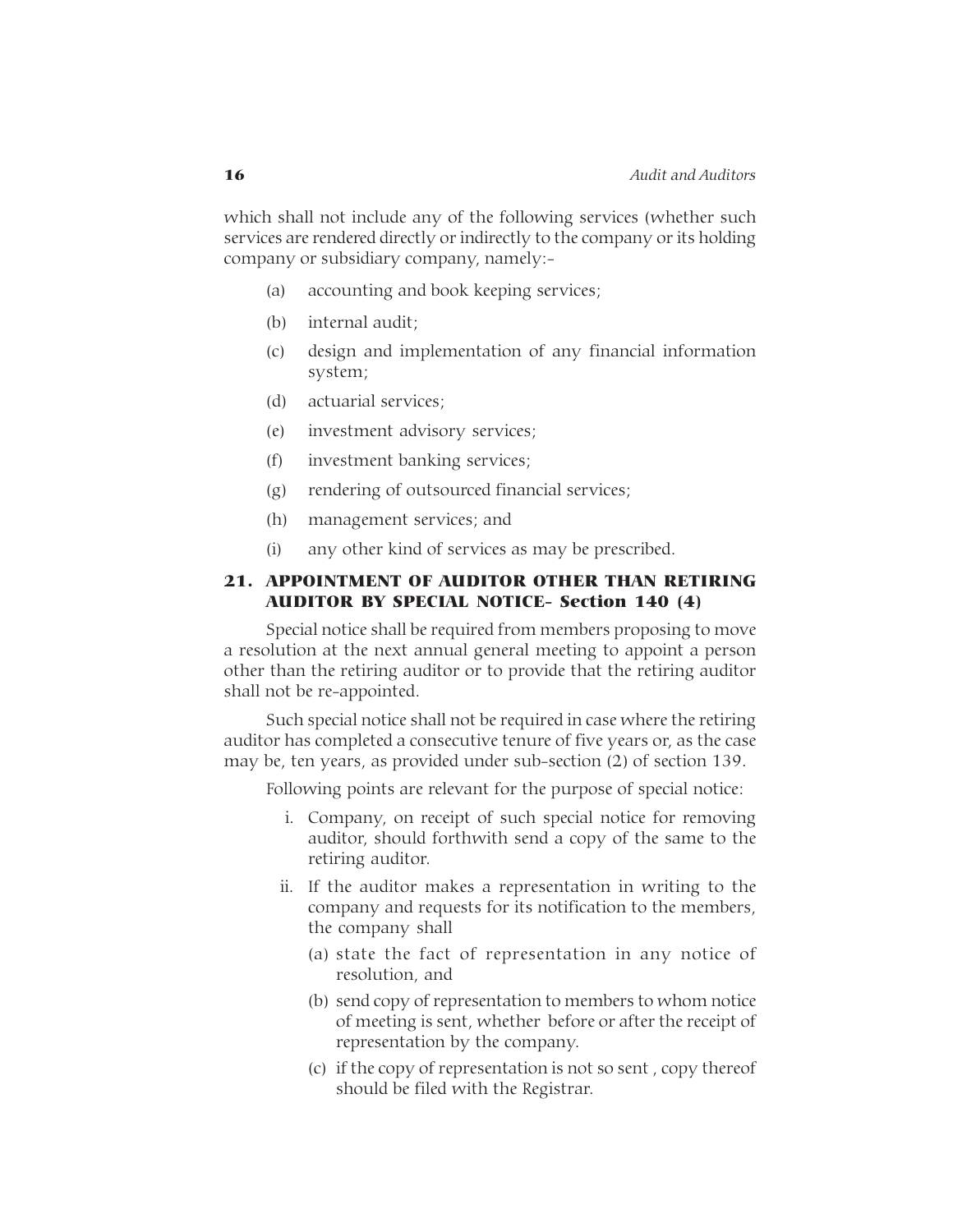which shall not include any of the following services (whether such services are rendered directly or indirectly to the company or its holding company or subsidiary company, namely:-

(a) accounting and book keeping services;

(b) internal audit;

(c) design and implementation of any financial information system;

(d) actuarial services;

(e) investment advisory services;

(f) investment banking services;

(g) rendering of outsourced financial services;

(h) management services; and

(i) any other kind of services as may be prescribed.

## 21. APPOINTMENT OF AUDITOR OTHER THAN RETIRING AUDITOR BY SPECIAL NOTICE- Section 140 (4)

Special notice shall be required from members proposing to move a resolution at the next annual general meeting to appoint a person other than the retiring auditor or to provide that the retiring auditor shall not be re-appointed.

Such special notice shall not be required in case where the retiring auditor has completed a consecutive tenure of five years or, as the case may be, ten years, as provided under sub-section (2) of section 139.

Following points are relevant for the purpose of special notice:

i. Company, on receipt of such special notice for removing auditor, should forthwith send a copy of the same to the retiring auditor.

ii. If the auditor makes a representation in writing to the company and requests for its notification to the members, the company shall

   (a) state the fact of representation in any notice of resolution, and

   (b) send copy of representation to members to whom notice of meeting is sent, whether before or after the receipt of representation by the company.

   (c) if the copy of representation is not so sent , copy thereof should be filed with the Registrar.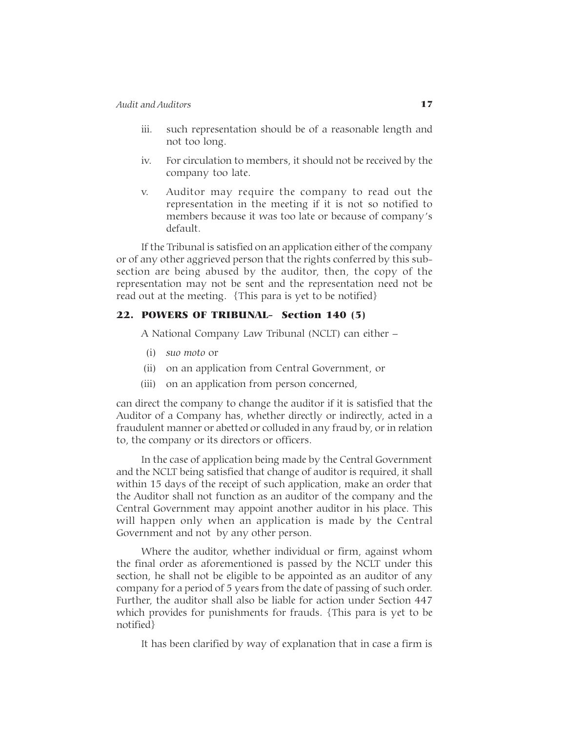iii. such representation should be of a reasonable length and not too long.

iv. For circulation to members, it should not be received by the company too late.

v. Auditor may require the company to read out the representation in the meeting if it is not so notified to members because it was too late or because of company's default.

If the Tribunal is satisfied on an application either of the company or of any other aggrieved person that the rights conferred by this sub-section are being abused by the auditor, then, the copy of the representation may not be sent and the representation need not be read out at the meeting. {This para is yet to be notified}

## 22. POWERS OF TRIBUNAL- Section 140 (5)

A National Company Law Tribunal (NCLT) can either –

(i) *suo moto* or

(ii) on an application from Central Government, or

(iii) on an application from person concerned,

can direct the company to change the auditor if it is satisfied that the Auditor of a Company has, whether directly or indirectly, acted in a fraudulent manner or abetted or colluded in any fraud by, or in relation to, the company or its directors or officers.

In the case of application being made by the Central Government and the NCLT being satisfied that change of auditor is required, it shall within 15 days of the receipt of such application, make an order that the Auditor shall not function as an auditor of the company and the Central Government may appoint another auditor in his place. This will happen only when an application is made by the Central Government and not by any other person.

Where the auditor, whether individual or firm, against whom the final order as aforementioned is passed by the NCLT under this section, he shall not be eligible to be appointed as an auditor of any company for a period of 5 years from the date of passing of such order. Further, the auditor shall also be liable for action under Section 447 which provides for punishments for frauds. {This para is yet to be notified}

It has been clarified by way of explanation that in case a firm is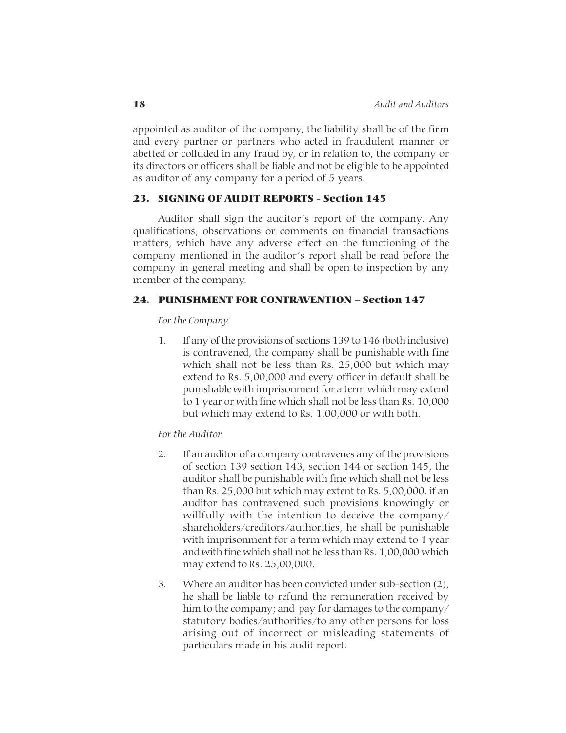appointed as auditor of the company, the liability shall be of the firm and every partner or partners who acted in fraudulent manner or abetted or colluded in any fraud by, or in relation to, the company or its directors or officers shall be liable and not be eligible to be appointed as auditor of any company for a period of 5 years.

## 23. SIGNING OF AUDIT REPORTS - Section 145

Auditor shall sign the auditor's report of the company. Any qualifications, observations or comments on financial transactions matters, which have any adverse effect on the functioning of the company mentioned in the auditor's report shall be read before the company in general meeting and shall be open to inspection by any member of the company.

## 24. PUNISHMENT FOR CONTRAVENTION – Section 147

*For the Company*

1. If any of the provisions of sections 139 to 146 (both inclusive) is contravened, the company shall be punishable with fine which shall not be less than Rs. 25,000 but which may extend to Rs. 5,00,000 and every officer in default shall be punishable with imprisonment for a term which may extend to 1 year or with fine which shall not be less than Rs. 10,000 but which may extend to Rs. 1,00,000 or with both.

*For the Auditor*

2. If an auditor of a company contravenes any of the provisions of section 139 section 143, section 144 or section 145, the auditor shall be punishable with fine which shall not be less than Rs. 25,000 but which may extent to Rs. 5,00,000. if an auditor has contravened such provisions knowingly or willfully with the intention to deceive the company/ shareholders/creditors/authorities, he shall be punishable with imprisonment for a term which may extend to 1 year and with fine which shall not be less than Rs. 1,00,000 which may extend to Rs. 25,00,000.

3. Where an auditor has been convicted under sub-section (2), he shall be liable to refund the remuneration received by him to the company; and pay for damages to the company/ statutory bodies/authorities/to any other persons for loss arising out of incorrect or misleading statements of particulars made in his audit report.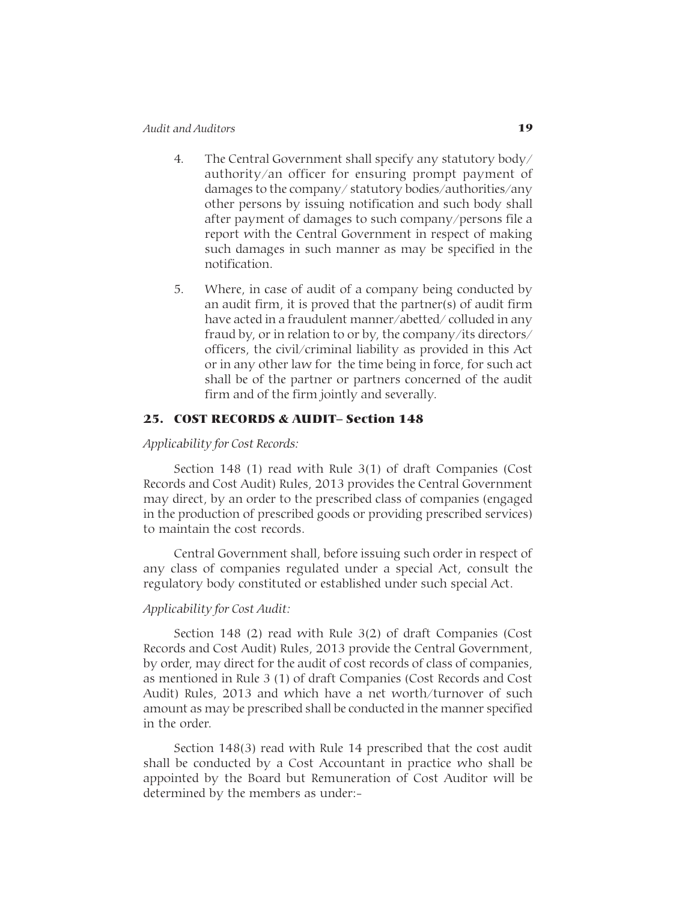4. The Central Government shall specify any statutory body/ authority/an officer for ensuring prompt payment of damages to the company/ statutory bodies/authorities/any other persons by issuing notification and such body shall after payment of damages to such company/persons file a report with the Central Government in respect of making such damages in such manner as may be specified in the notification.

5. Where, in case of audit of a company being conducted by an audit firm, it is proved that the partner(s) of audit firm have acted in a fraudulent manner/abetted/ colluded in any fraud by, or in relation to or by, the company/its directors/ officers, the civil/criminal liability as provided in this Act or in any other law for the time being in force, for such act shall be of the partner or partners concerned of the audit firm and of the firm jointly and severally.

## 25. COST RECORDS & AUDIT– Section 148

*Applicability for Cost Records:*

Section 148 (1) read with Rule 3(1) of draft Companies (Cost Records and Cost Audit) Rules, 2013 provides the Central Government may direct, by an order to the prescribed class of companies (engaged in the production of prescribed goods or providing prescribed services) to maintain the cost records.

Central Government shall, before issuing such order in respect of any class of companies regulated under a special Act, consult the regulatory body constituted or established under such special Act.

*Applicability for Cost Audit:*

Section 148 (2) read with Rule 3(2) of draft Companies (Cost Records and Cost Audit) Rules, 2013 provide the Central Government, by order, may direct for the audit of cost records of class of companies, as mentioned in Rule 3 (1) of draft Companies (Cost Records and Cost Audit) Rules, 2013 and which have a net worth/turnover of such amount as may be prescribed shall be conducted in the manner specified in the order.

Section 148(3) read with Rule 14 prescribed that the cost audit shall be conducted by a Cost Accountant in practice who shall be appointed by the Board but Remuneration of Cost Auditor will be determined by the members as under:-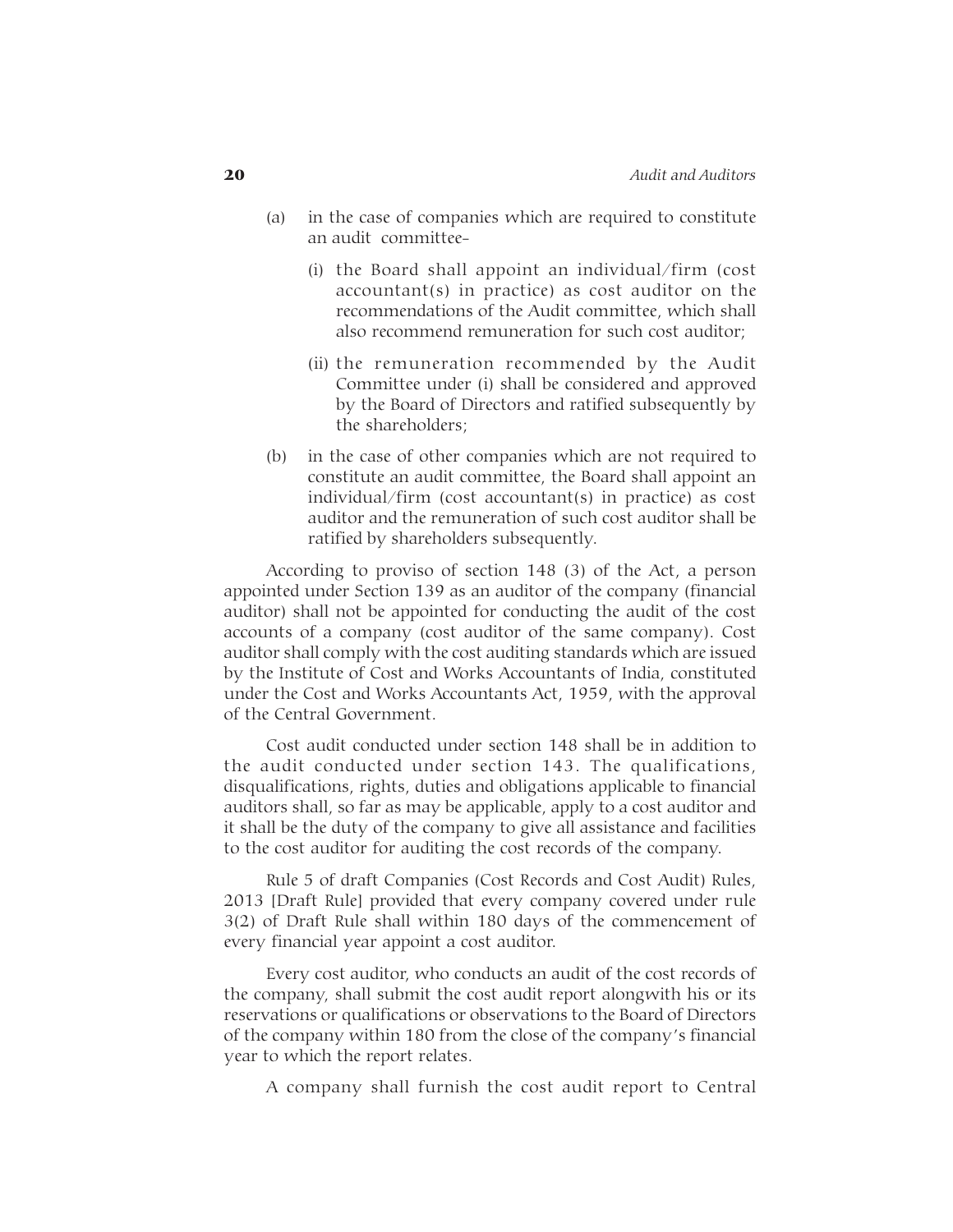(a) in the case of companies which are required to constitute an audit committee-

   (i) the Board shall appoint an individual/firm (cost accountant(s) in practice) as cost auditor on the recommendations of the Audit committee, which shall also recommend remuneration for such cost auditor;

   (ii) the remuneration recommended by the Audit Committee under (i) shall be considered and approved by the Board of Directors and ratified subsequently by the shareholders;

(b) in the case of other companies which are not required to constitute an audit committee, the Board shall appoint an individual/firm (cost accountant(s) in practice) as cost auditor and the remuneration of such cost auditor shall be ratified by shareholders subsequently.

According to proviso of section 148 (3) of the Act, a person appointed under Section 139 as an auditor of the company (financial auditor) shall not be appointed for conducting the audit of the cost accounts of a company (cost auditor of the same company). Cost auditor shall comply with the cost auditing standards which are issued by the Institute of Cost and Works Accountants of India, constituted under the Cost and Works Accountants Act, 1959, with the approval of the Central Government.

Cost audit conducted under section 148 shall be in addition to the audit conducted under section 143. The qualifications, disqualifications, rights, duties and obligations applicable to financial auditors shall, so far as may be applicable, apply to a cost auditor and it shall be the duty of the company to give all assistance and facilities to the cost auditor for auditing the cost records of the company.

Rule 5 of draft Companies (Cost Records and Cost Audit) Rules, 2013 [Draft Rule] provided that every company covered under rule 3(2) of Draft Rule shall within 180 days of the commencement of every financial year appoint a cost auditor.

Every cost auditor, who conducts an audit of the cost records of the company, shall submit the cost audit report alongwith his or its reservations or qualifications or observations to the Board of Directors of the company within 180 from the close of the company's financial year to which the report relates.

A company shall furnish the cost audit report to Central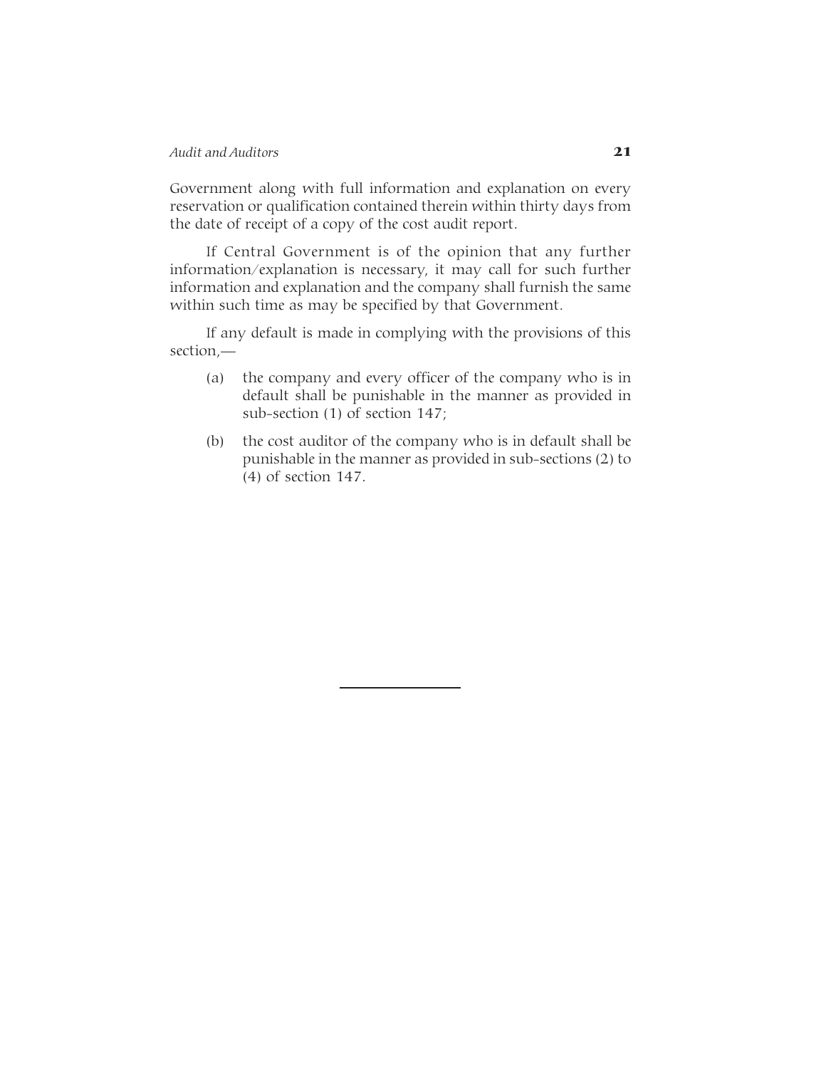Government along with full information and explanation on every reservation or qualification contained therein within thirty days from the date of receipt of a copy of the cost audit report.

If Central Government is of the opinion that any further information/explanation is necessary, it may call for such further information and explanation and the company shall furnish the same within such time as may be specified by that Government.

If any default is made in complying with the provisions of this section,—

(a) the company and every officer of the company who is in default shall be punishable in the manner as provided in sub-section (1) of section 147;

(b) the cost auditor of the company who is in default shall be punishable in the manner as provided in sub-sections (2) to (4) of section 147.